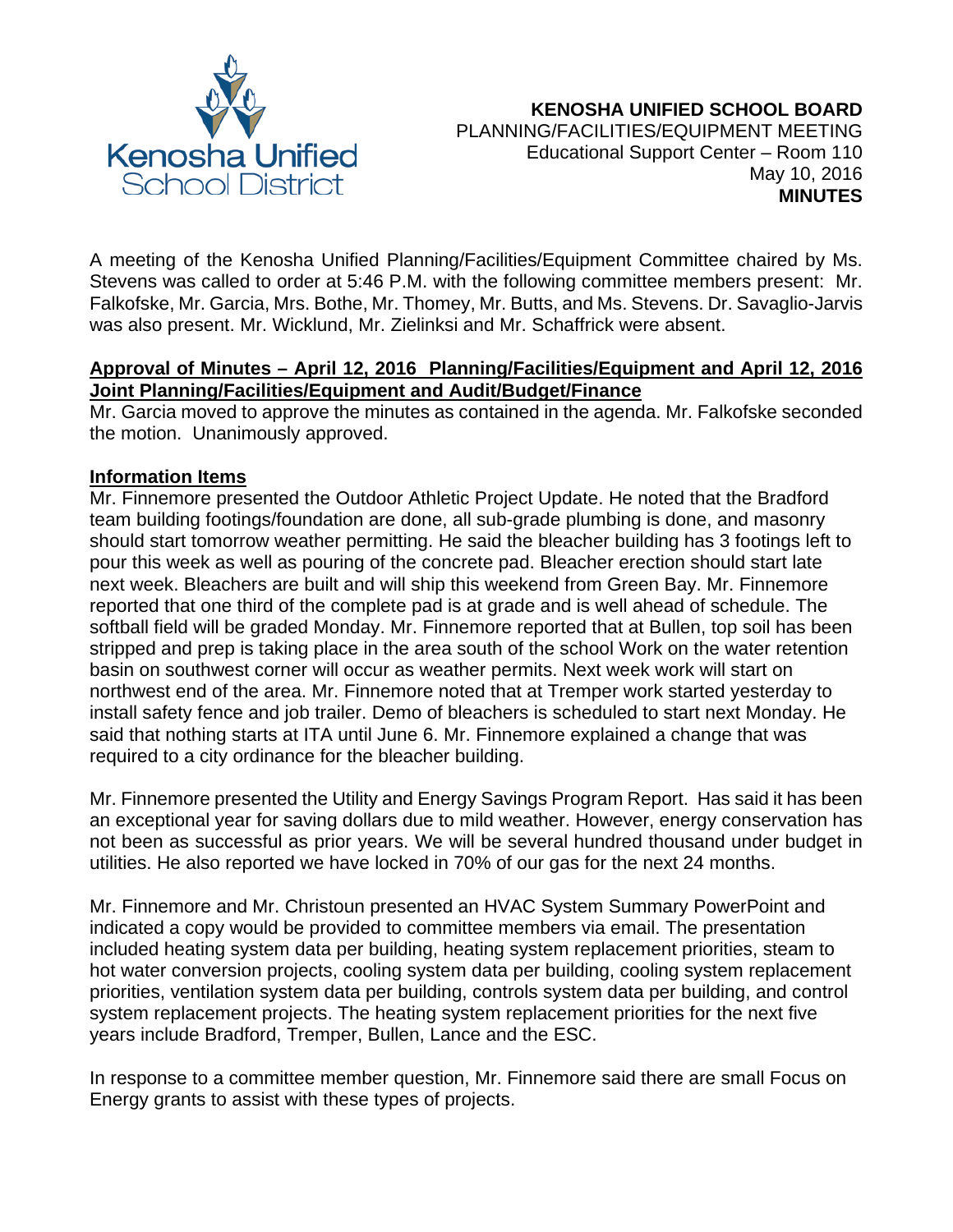# KENOSHA UNIFIED SCHOOL BOARD

PLANNING/FACILITIES/EQUIPMENT MEETING
Educational Support Center – Room 110
May 10, 2016
**MINUTES**

A meeting of the Kenosha Unified Planning/Facilities/Equipment Committee chaired by Ms. Stevens was called to order at 5:46 P.M. with the following committee members present: Mr. Falkofske, Mr. Garcia, Mrs. Bothe, Mr. Thomey, Mr. Butts, and Ms. Stevens. Dr. Savaglio-Jarvis was also present. Mr. Wicklund, Mr. Zielinksi and Mr. Schaffrick were absent.

**Approval of Minutes – April 12, 2016 Planning/Facilities/Equipment and April 12, 2016 Joint Planning/Facilities/Equipment and Audit/Budget/Finance**

Mr. Garcia moved to approve the minutes as contained in the agenda. Mr. Falkofske seconded the motion. Unanimously approved.

**Information Items**

Mr. Finnemore presented the Outdoor Athletic Project Update. He noted that the Bradford team building footings/foundation are done, all sub-grade plumbing is done, and masonry should start tomorrow weather permitting. He said the bleacher building has 3 footings left to pour this week as well as pouring of the concrete pad. Bleacher erection should start late next week. Bleachers are built and will ship this weekend from Green Bay. Mr. Finnemore reported that one third of the complete pad is at grade and is well ahead of schedule. The softball field will be graded Monday. Mr. Finnemore reported that at Bullen, top soil has been stripped and prep is taking place in the area south of the school Work on the water retention basin on southwest corner will occur as weather permits. Next week work will start on northwest end of the area. Mr. Finnemore noted that at Tremper work started yesterday to install safety fence and job trailer. Demo of bleachers is scheduled to start next Monday. He said that nothing starts at ITA until June 6. Mr. Finnemore explained a change that was required to a city ordinance for the bleacher building.

Mr. Finnemore presented the Utility and Energy Savings Program Report. Has said it has been an exceptional year for saving dollars due to mild weather. However, energy conservation has not been as successful as prior years. We will be several hundred thousand under budget in utilities. He also reported we have locked in 70% of our gas for the next 24 months.

Mr. Finnemore and Mr. Christoun presented an HVAC System Summary PowerPoint and indicated a copy would be provided to committee members via email. The presentation included heating system data per building, heating system replacement priorities, steam to hot water conversion projects, cooling system data per building, cooling system replacement priorities, ventilation system data per building, controls system data per building, and control system replacement projects. The heating system replacement priorities for the next five years include Bradford, Tremper, Bullen, Lance and the ESC.

In response to a committee member question, Mr. Finnemore said there are small Focus on Energy grants to assist with these types of projects.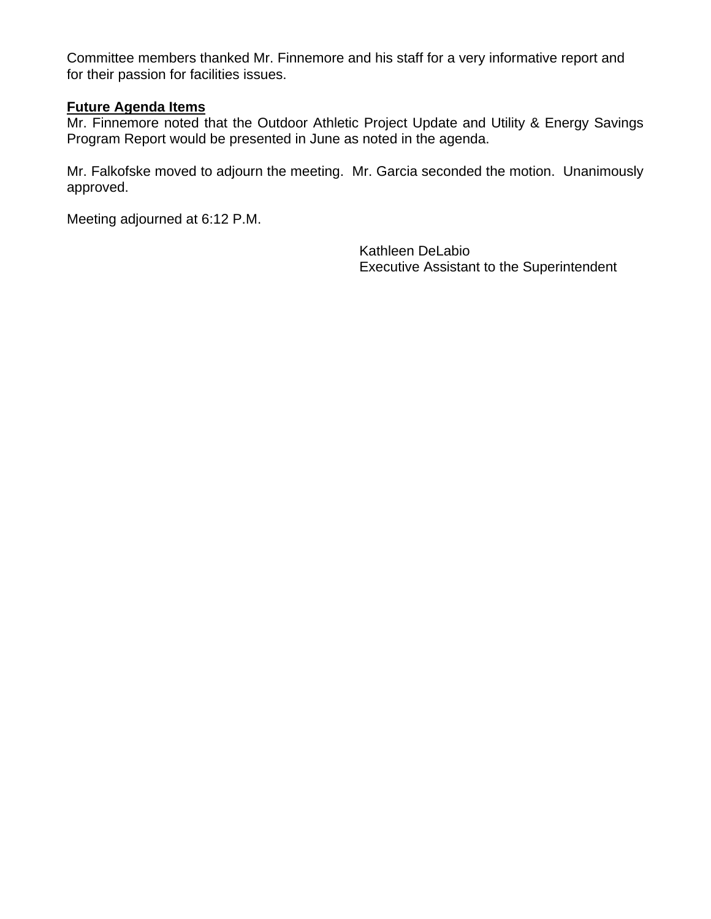Committee members thanked Mr. Finnemore and his staff for a very informative report and for their passion for facilities issues.

**Future Agenda Items**

Mr. Finnemore noted that the Outdoor Athletic Project Update and Utility & Energy Savings Program Report would be presented in June as noted in the agenda.

Mr. Falkofske moved to adjourn the meeting. Mr. Garcia seconded the motion. Unanimously approved.

Meeting adjourned at 6:12 P.M.

Kathleen DeLabio
Executive Assistant to the Superintendent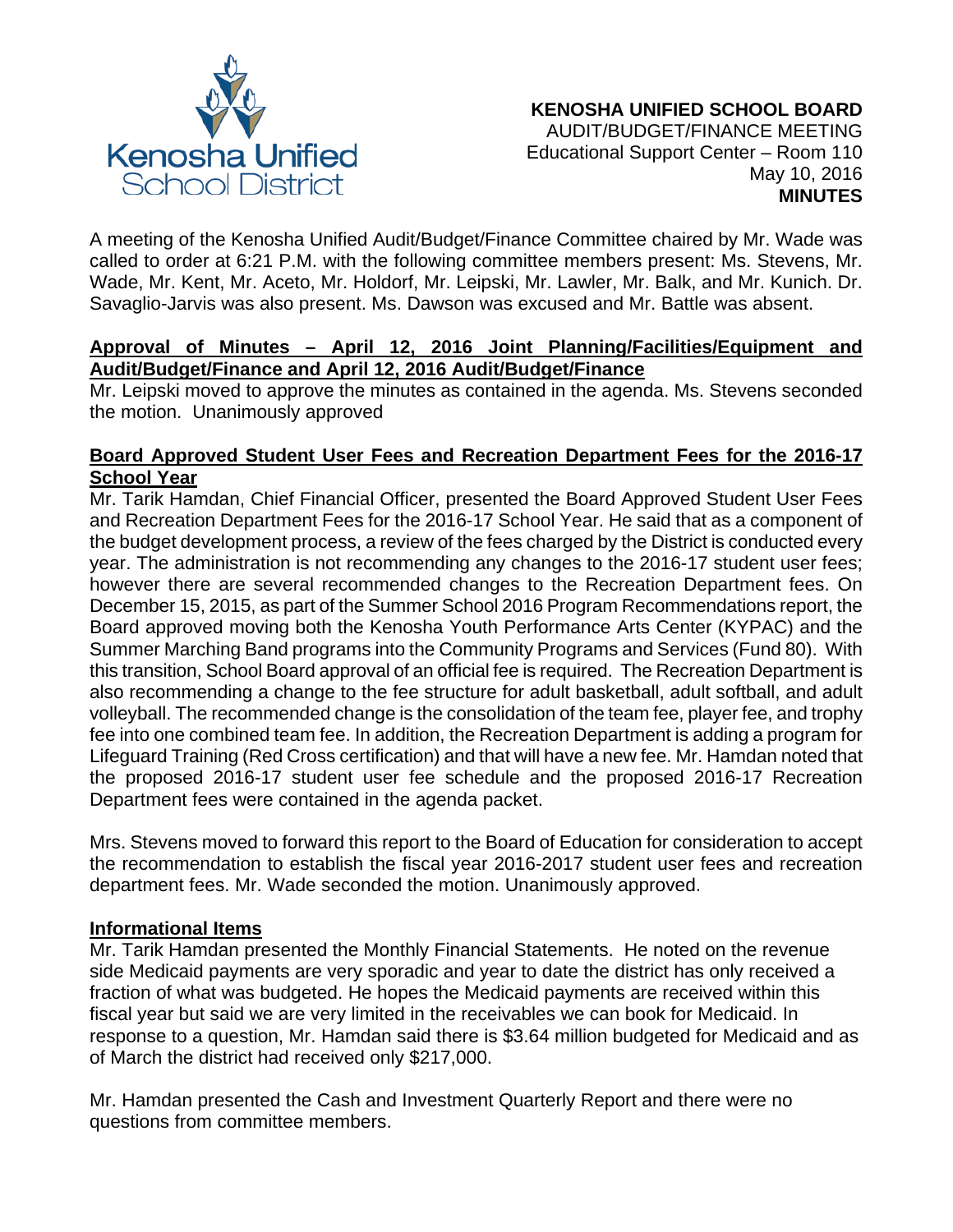**KENOSHA UNIFIED SCHOOL BOARD**
AUDIT/BUDGET/FINANCE MEETING
Educational Support Center – Room 110
May 10, 2016
**MINUTES**

A meeting of the Kenosha Unified Audit/Budget/Finance Committee chaired by Mr. Wade was called to order at 6:21 P.M. with the following committee members present: Ms. Stevens, Mr. Wade, Mr. Kent, Mr. Aceto, Mr. Holdorf, Mr. Leipski, Mr. Lawler, Mr. Balk, and Mr. Kunich. Dr. Savaglio-Jarvis was also present. Ms. Dawson was excused and Mr. Battle was absent.

**Approval of Minutes – April 12, 2016 Joint Planning/Facilities/Equipment and Audit/Budget/Finance and April 12, 2016 Audit/Budget/Finance**

Mr. Leipski moved to approve the minutes as contained in the agenda. Ms. Stevens seconded the motion. Unanimously approved

**Board Approved Student User Fees and Recreation Department Fees for the 2016-17 School Year**

Mr. Tarik Hamdan, Chief Financial Officer, presented the Board Approved Student User Fees and Recreation Department Fees for the 2016-17 School Year. He said that as a component of the budget development process, a review of the fees charged by the District is conducted every year. The administration is not recommending any changes to the 2016-17 student user fees; however there are several recommended changes to the Recreation Department fees. On December 15, 2015, as part of the Summer School 2016 Program Recommendations report, the Board approved moving both the Kenosha Youth Performance Arts Center (KYPAC) and the Summer Marching Band programs into the Community Programs and Services (Fund 80). With this transition, School Board approval of an official fee is required. The Recreation Department is also recommending a change to the fee structure for adult basketball, adult softball, and adult volleyball. The recommended change is the consolidation of the team fee, player fee, and trophy fee into one combined team fee. In addition, the Recreation Department is adding a program for Lifeguard Training (Red Cross certification) and that will have a new fee. Mr. Hamdan noted that the proposed 2016-17 student user fee schedule and the proposed 2016-17 Recreation Department fees were contained in the agenda packet.

Mrs. Stevens moved to forward this report to the Board of Education for consideration to accept the recommendation to establish the fiscal year 2016-2017 student user fees and recreation department fees. Mr. Wade seconded the motion. Unanimously approved.

**Informational Items**

Mr. Tarik Hamdan presented the Monthly Financial Statements. He noted on the revenue side Medicaid payments are very sporadic and year to date the district has only received a fraction of what was budgeted. He hopes the Medicaid payments are received within this fiscal year but said we are very limited in the receivables we can book for Medicaid. In response to a question, Mr. Hamdan said there is $3.64 million budgeted for Medicaid and as of March the district had received only $217,000.

Mr. Hamdan presented the Cash and Investment Quarterly Report and there were no questions from committee members.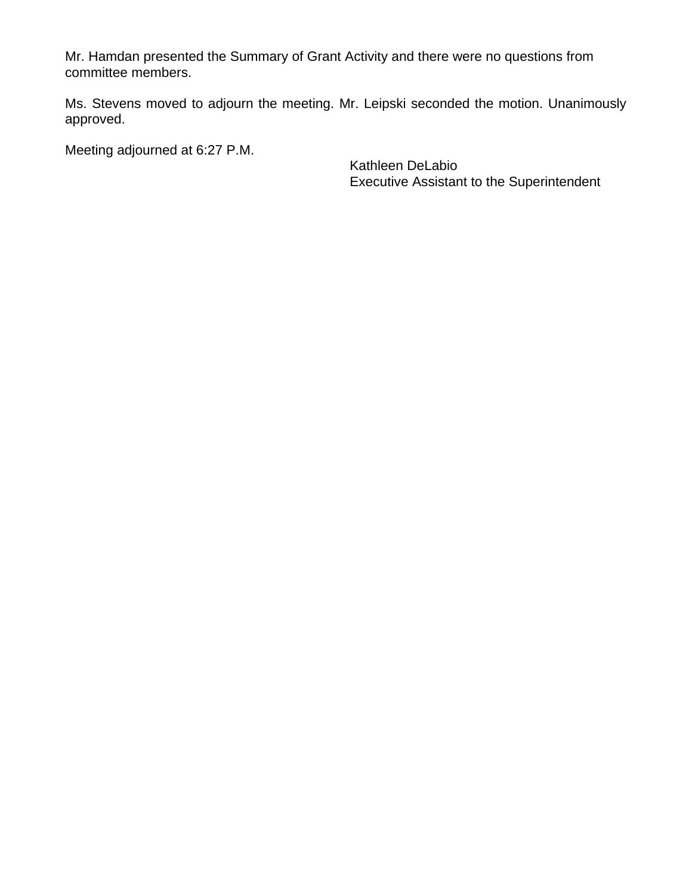Mr. Hamdan presented the Summary of Grant Activity and there were no questions from committee members.

Ms. Stevens moved to adjourn the meeting. Mr. Leipski seconded the motion. Unanimously approved.

Meeting adjourned at 6:27 P.M.

Kathleen DeLabio
Executive Assistant to the Superintendent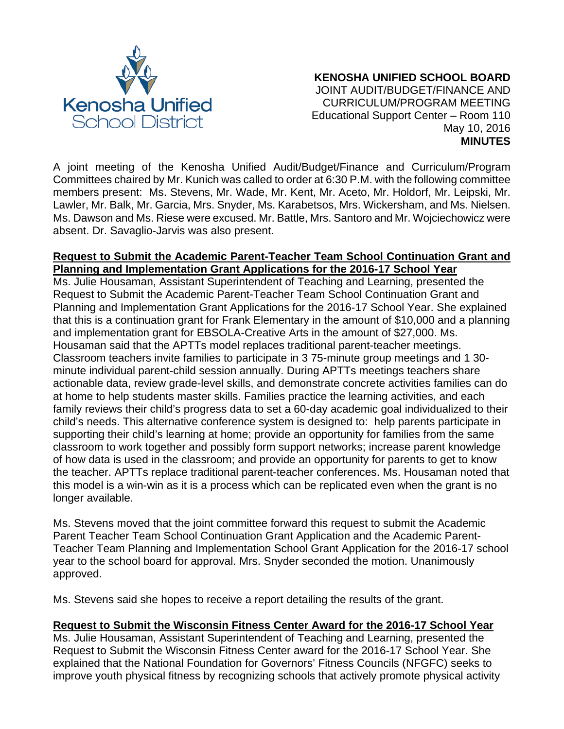**KENOSHA UNIFIED SCHOOL BOARD**
JOINT AUDIT/BUDGET/FINANCE AND CURRICULUM/PROGRAM MEETING
Educational Support Center – Room 110
May 10, 2016
**MINUTES**

A joint meeting of the Kenosha Unified Audit/Budget/Finance and Curriculum/Program Committees chaired by Mr. Kunich was called to order at 6:30 P.M. with the following committee members present: Ms. Stevens, Mr. Wade, Mr. Kent, Mr. Aceto, Mr. Holdorf, Mr. Leipski, Mr. Lawler, Mr. Balk, Mr. Garcia, Mrs. Snyder, Ms. Karabetsos, Mrs. Wickersham, and Ms. Nielsen. Ms. Dawson and Ms. Riese were excused. Mr. Battle, Mrs. Santoro and Mr. Wojciechowicz were absent. Dr. Savaglio-Jarvis was also present.

**Request to Submit the Academic Parent-Teacher Team School Continuation Grant and Planning and Implementation Grant Applications for the 2016-17 School Year**

Ms. Julie Housaman, Assistant Superintendent of Teaching and Learning, presented the Request to Submit the Academic Parent-Teacher Team School Continuation Grant and Planning and Implementation Grant Applications for the 2016-17 School Year. She explained that this is a continuation grant for Frank Elementary in the amount of $10,000 and a planning and implementation grant for EBSOLA-Creative Arts in the amount of $27,000. Ms. Housaman said that the APTTs model replaces traditional parent-teacher meetings. Classroom teachers invite families to participate in 3 75-minute group meetings and 1 30-minute individual parent-child session annually. During APTTs meetings teachers share actionable data, review grade-level skills, and demonstrate concrete activities families can do at home to help students master skills. Families practice the learning activities, and each family reviews their child's progress data to set a 60-day academic goal individualized to their child's needs. This alternative conference system is designed to: help parents participate in supporting their child's learning at home; provide an opportunity for families from the same classroom to work together and possibly form support networks; increase parent knowledge of how data is used in the classroom; and provide an opportunity for parents to get to know the teacher. APTTs replace traditional parent-teacher conferences. Ms. Housaman noted that this model is a win-win as it is a process which can be replicated even when the grant is no longer available.

Ms. Stevens moved that the joint committee forward this request to submit the Academic Parent Teacher Team School Continuation Grant Application and the Academic Parent-Teacher Team Planning and Implementation School Grant Application for the 2016-17 school year to the school board for approval. Mrs. Snyder seconded the motion. Unanimously approved.

Ms. Stevens said she hopes to receive a report detailing the results of the grant.

**Request to Submit the Wisconsin Fitness Center Award for the 2016-17 School Year**

Ms. Julie Housaman, Assistant Superintendent of Teaching and Learning, presented the Request to Submit the Wisconsin Fitness Center award for the 2016-17 School Year. She explained that the National Foundation for Governors' Fitness Councils (NFGFC) seeks to improve youth physical fitness by recognizing schools that actively promote physical activity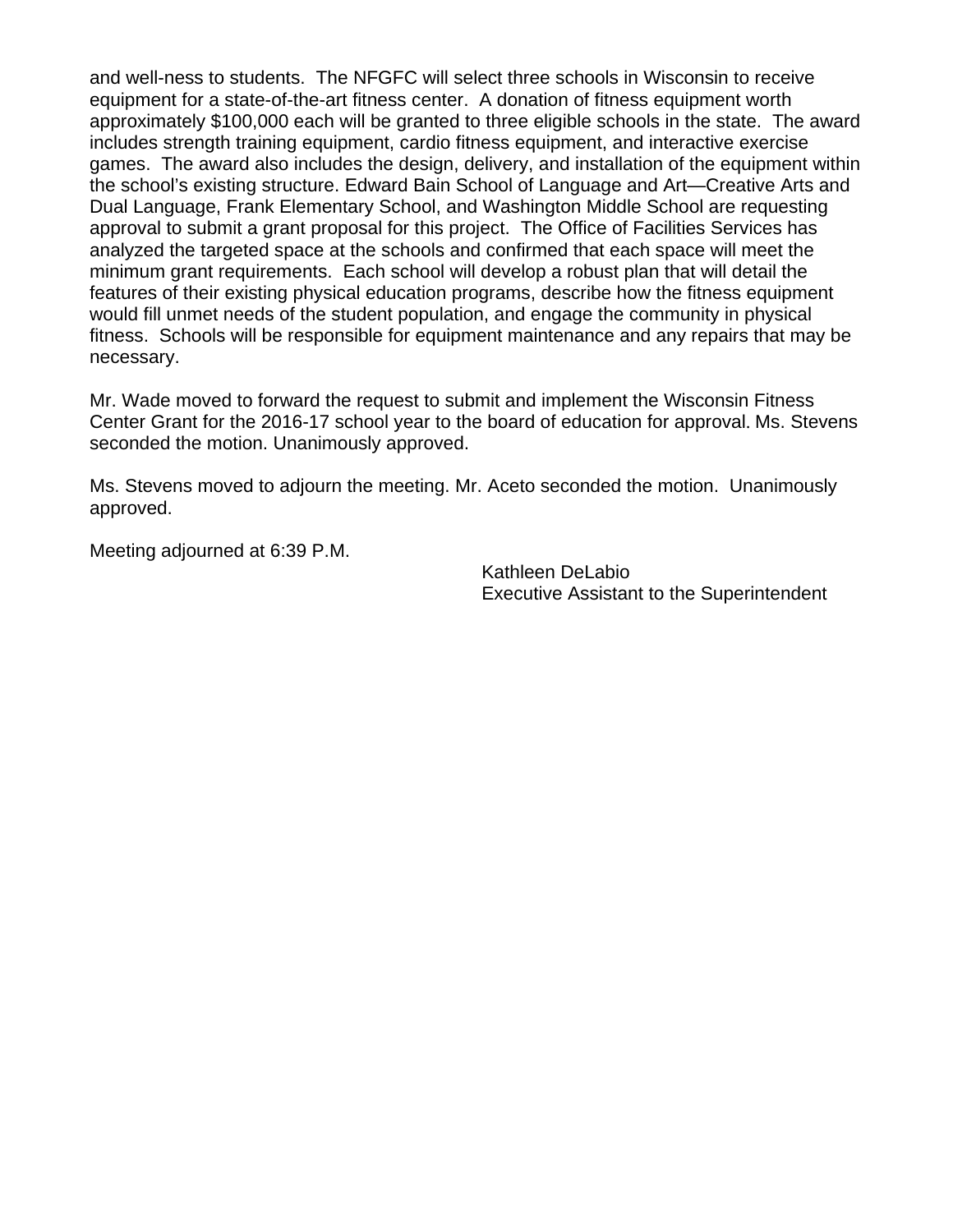and well-ness to students. The NFGFC will select three schools in Wisconsin to receive equipment for a state-of-the-art fitness center. A donation of fitness equipment worth approximately $100,000 each will be granted to three eligible schools in the state. The award includes strength training equipment, cardio fitness equipment, and interactive exercise games. The award also includes the design, delivery, and installation of the equipment within the school's existing structure. Edward Bain School of Language and Art—Creative Arts and Dual Language, Frank Elementary School, and Washington Middle School are requesting approval to submit a grant proposal for this project. The Office of Facilities Services has analyzed the targeted space at the schools and confirmed that each space will meet the minimum grant requirements. Each school will develop a robust plan that will detail the features of their existing physical education programs, describe how the fitness equipment would fill unmet needs of the student population, and engage the community in physical fitness. Schools will be responsible for equipment maintenance and any repairs that may be necessary.

Mr. Wade moved to forward the request to submit and implement the Wisconsin Fitness Center Grant for the 2016-17 school year to the board of education for approval. Ms. Stevens seconded the motion. Unanimously approved.

Ms. Stevens moved to adjourn the meeting. Mr. Aceto seconded the motion. Unanimously approved.

Meeting adjourned at 6:39 P.M.

Kathleen DeLabio
Executive Assistant to the Superintendent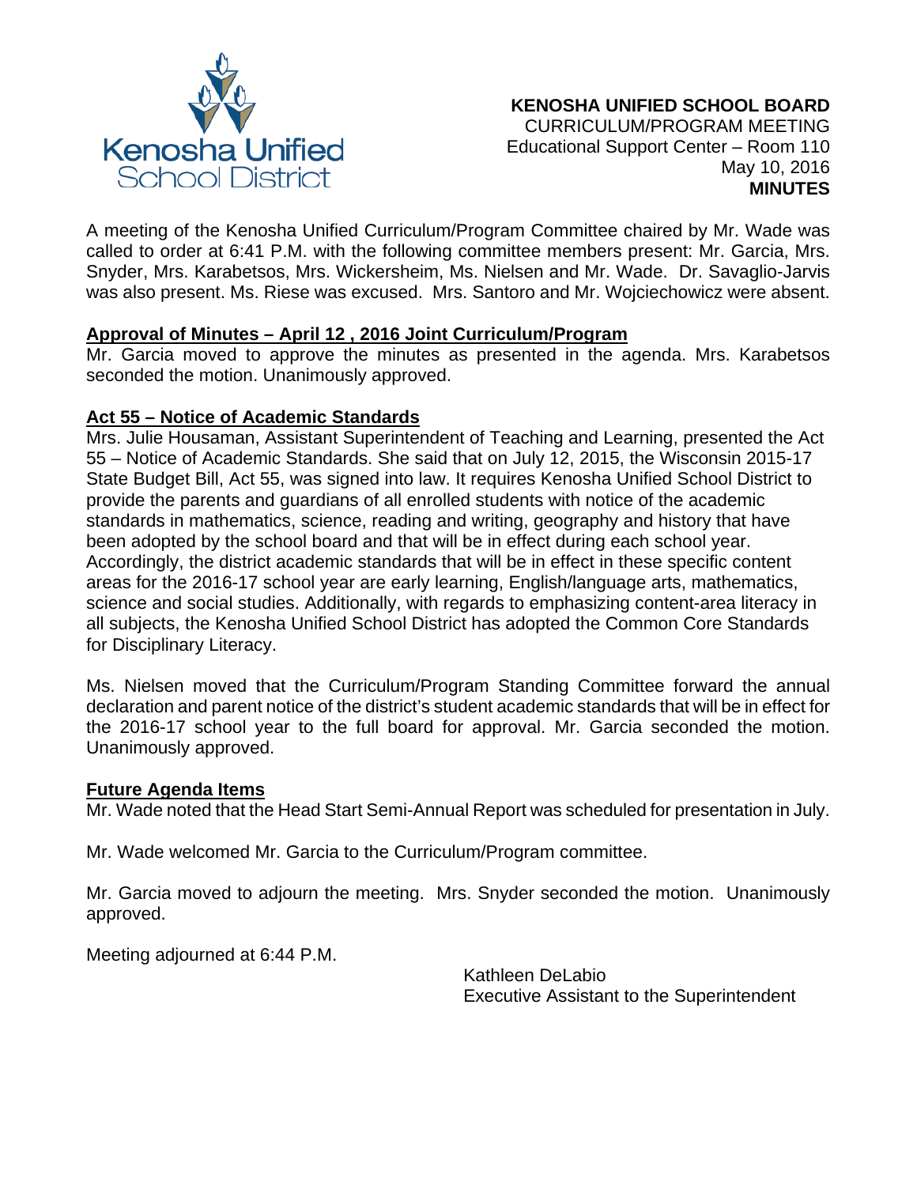**KENOSHA UNIFIED SCHOOL BOARD**
CURRICULUM/PROGRAM MEETING
Educational Support Center – Room 110
May 10, 2016
**MINUTES**

A meeting of the Kenosha Unified Curriculum/Program Committee chaired by Mr. Wade was called to order at 6:41 P.M. with the following committee members present: Mr. Garcia, Mrs. Snyder, Mrs. Karabetsos, Mrs. Wickersheim, Ms. Nielsen and Mr. Wade. Dr. Savaglio-Jarvis was also present. Ms. Riese was excused. Mrs. Santoro and Mr. Wojciechowicz were absent.

**Approval of Minutes – April 12 , 2016 Joint Curriculum/Program**

Mr. Garcia moved to approve the minutes as presented in the agenda. Mrs. Karabetsos seconded the motion. Unanimously approved.

**Act 55 – Notice of Academic Standards**

Mrs. Julie Housaman, Assistant Superintendent of Teaching and Learning, presented the Act 55 – Notice of Academic Standards. She said that on July 12, 2015, the Wisconsin 2015-17 State Budget Bill, Act 55, was signed into law. It requires Kenosha Unified School District to provide the parents and guardians of all enrolled students with notice of the academic standards in mathematics, science, reading and writing, geography and history that have been adopted by the school board and that will be in effect during each school year. Accordingly, the district academic standards that will be in effect in these specific content areas for the 2016-17 school year are early learning, English/language arts, mathematics, science and social studies. Additionally, with regards to emphasizing content-area literacy in all subjects, the Kenosha Unified School District has adopted the Common Core Standards for Disciplinary Literacy.

Ms. Nielsen moved that the Curriculum/Program Standing Committee forward the annual declaration and parent notice of the district's student academic standards that will be in effect for the 2016-17 school year to the full board for approval. Mr. Garcia seconded the motion. Unanimously approved.

**Future Agenda Items**

Mr. Wade noted that the Head Start Semi-Annual Report was scheduled for presentation in July.

Mr. Wade welcomed Mr. Garcia to the Curriculum/Program committee.

Mr. Garcia moved to adjourn the meeting. Mrs. Snyder seconded the motion. Unanimously approved.

Meeting adjourned at 6:44 P.M.

Kathleen DeLabio
Executive Assistant to the Superintendent